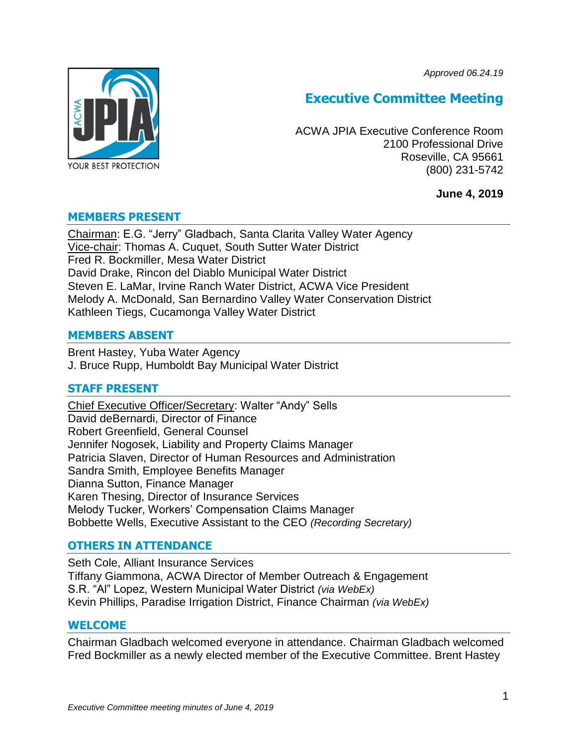*Approved 06.24.19*

# Executive Committee Meeting

ACWA JPIA Executive Conference Room
2100 Professional Drive
Roseville, CA 95661
(800) 231-5742

**June 4, 2019**

## MEMBERS PRESENT

Chairman: E.G. "Jerry" Gladbach, Santa Clarita Valley Water Agency
Vice-chair: Thomas A. Cuquet, South Sutter Water District
Fred R. Bockmiller, Mesa Water District
David Drake, Rincon del Diablo Municipal Water District
Steven E. LaMar, Irvine Ranch Water District, ACWA Vice President
Melody A. McDonald, San Bernardino Valley Water Conservation District
Kathleen Tiegs, Cucamonga Valley Water District

## MEMBERS ABSENT

Brent Hastey, Yuba Water Agency
J. Bruce Rupp, Humboldt Bay Municipal Water District

## STAFF PRESENT

Chief Executive Officer/Secretary: Walter "Andy" Sells
David deBernardi, Director of Finance
Robert Greenfield, General Counsel
Jennifer Nogosek, Liability and Property Claims Manager
Patricia Slaven, Director of Human Resources and Administration
Sandra Smith, Employee Benefits Manager
Dianna Sutton, Finance Manager
Karen Thesing, Director of Insurance Services
Melody Tucker, Workers' Compensation Claims Manager
Bobbette Wells, Executive Assistant to the CEO *(Recording Secretary)*

## OTHERS IN ATTENDANCE

Seth Cole, Alliant Insurance Services
Tiffany Giammona, ACWA Director of Member Outreach & Engagement
S.R. "Al" Lopez, Western Municipal Water District *(via WebEx)*
Kevin Phillips, Paradise Irrigation District, Finance Chairman *(via WebEx)*

## WELCOME

Chairman Gladbach welcomed everyone in attendance. Chairman Gladbach welcomed Fred Bockmiller as a newly elected member of the Executive Committee. Brent Hastey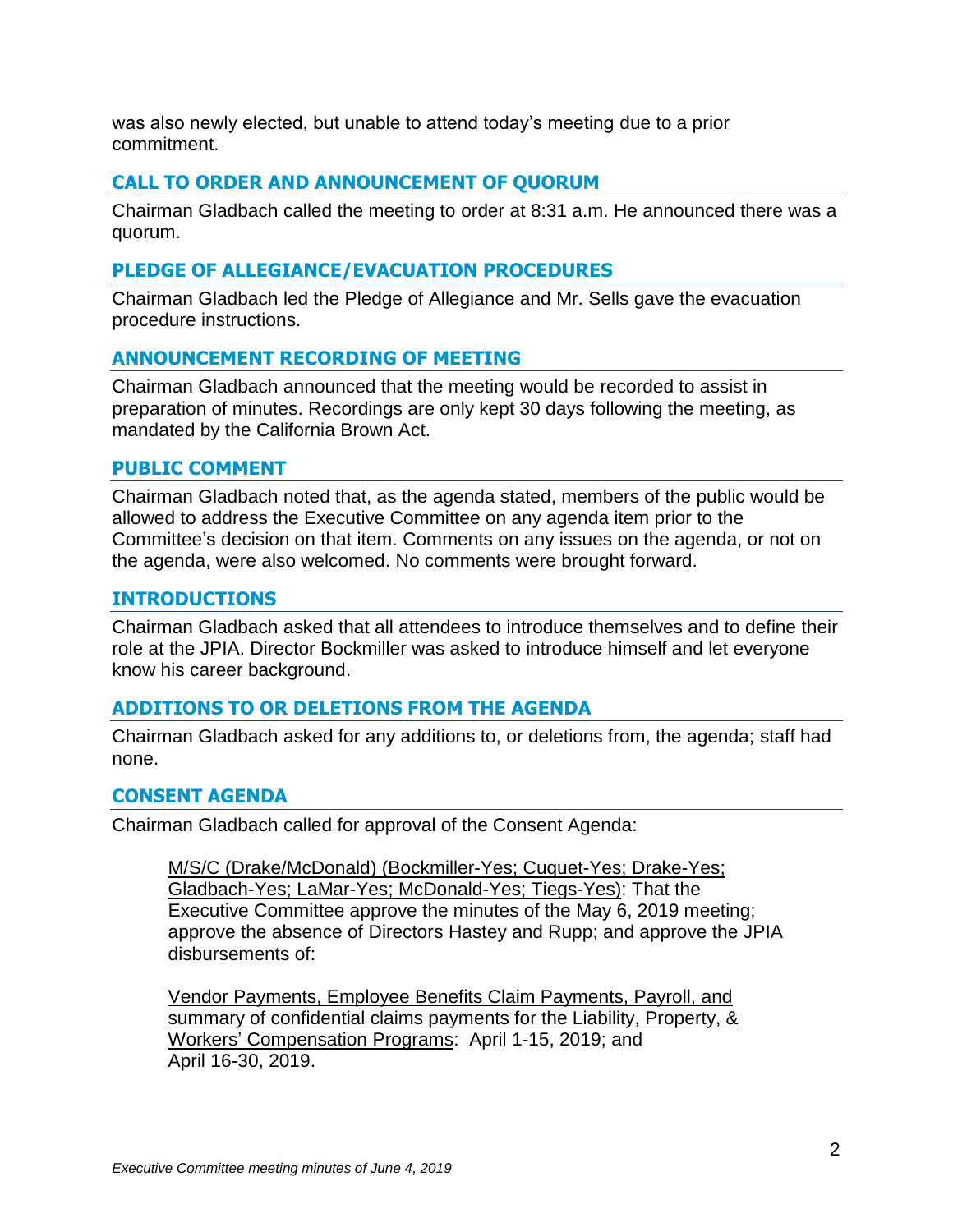was also newly elected, but unable to attend today's meeting due to a prior commitment.

## CALL TO ORDER AND ANNOUNCEMENT OF QUORUM

Chairman Gladbach called the meeting to order at 8:31 a.m. He announced there was a quorum.

## PLEDGE OF ALLEGIANCE/EVACUATION PROCEDURES

Chairman Gladbach led the Pledge of Allegiance and Mr. Sells gave the evacuation procedure instructions.

## ANNOUNCEMENT RECORDING OF MEETING

Chairman Gladbach announced that the meeting would be recorded to assist in preparation of minutes. Recordings are only kept 30 days following the meeting, as mandated by the California Brown Act.

## PUBLIC COMMENT

Chairman Gladbach noted that, as the agenda stated, members of the public would be allowed to address the Executive Committee on any agenda item prior to the Committee's decision on that item. Comments on any issues on the agenda, or not on the agenda, were also welcomed. No comments were brought forward.

## INTRODUCTIONS

Chairman Gladbach asked that all attendees to introduce themselves and to define their role at the JPIA. Director Bockmiller was asked to introduce himself and let everyone know his career background.

## ADDITIONS TO OR DELETIONS FROM THE AGENDA

Chairman Gladbach asked for any additions to, or deletions from, the agenda; staff had none.

## CONSENT AGENDA

Chairman Gladbach called for approval of the Consent Agenda:

> M/S/C (Drake/McDonald) (Bockmiller-Yes; Cuquet-Yes; Drake-Yes; Gladbach-Yes; LaMar-Yes; McDonald-Yes; Tiegs-Yes): That the Executive Committee approve the minutes of the May 6, 2019 meeting; approve the absence of Directors Hastey and Rupp; and approve the JPIA disbursements of:
>
> Vendor Payments, Employee Benefits Claim Payments, Payroll, and summary of confidential claims payments for the Liability, Property, & Workers' Compensation Programs: April 1-15, 2019; and April 16-30, 2019.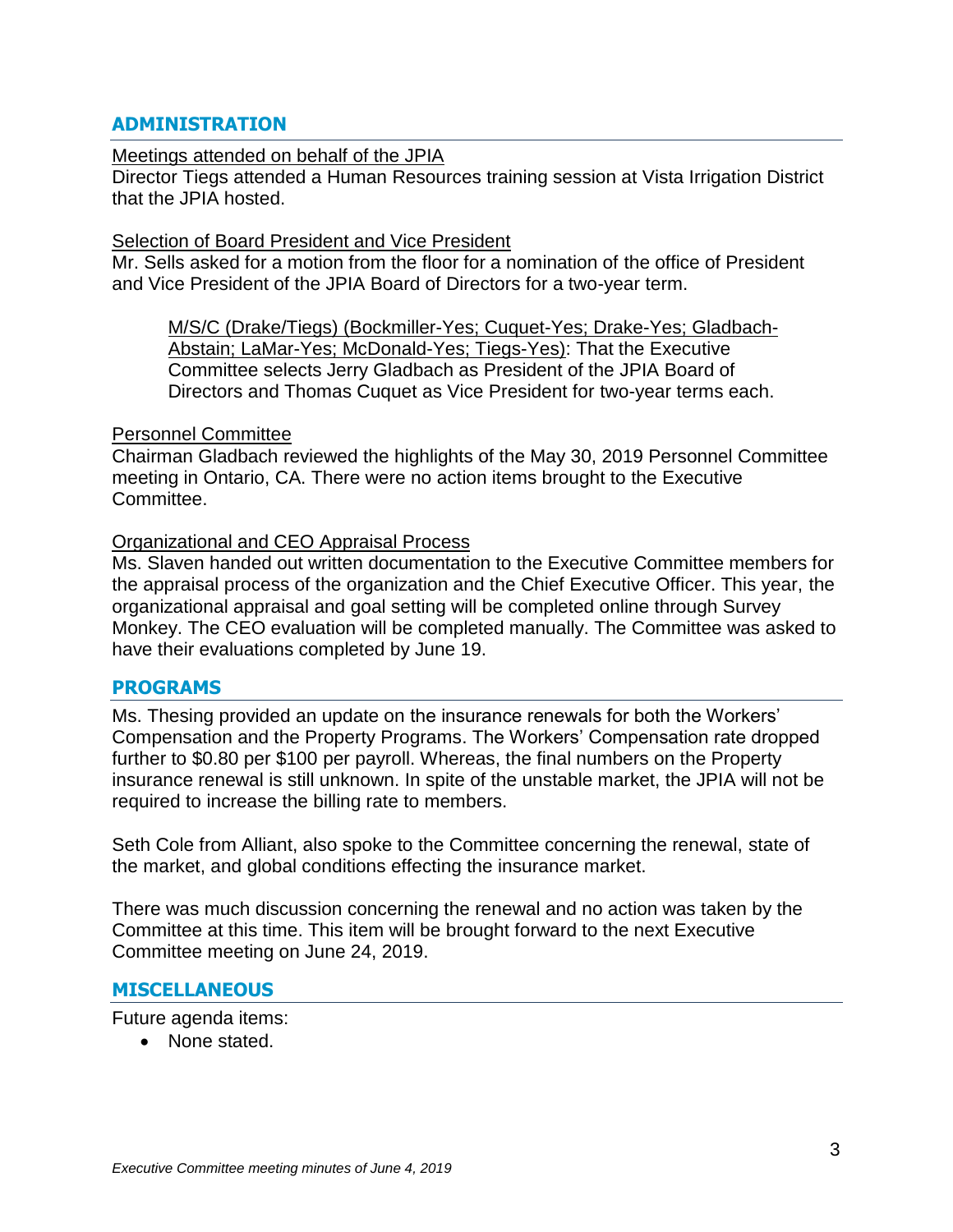## ADMINISTRATION

Meetings attended on behalf of the JPIA

Director Tiegs attended a Human Resources training session at Vista Irrigation District that the JPIA hosted.

Selection of Board President and Vice President

Mr. Sells asked for a motion from the floor for a nomination of the office of President and Vice President of the JPIA Board of Directors for a two-year term.

> M/S/C (Drake/Tiegs) (Bockmiller-Yes; Cuquet-Yes; Drake-Yes; Gladbach-Abstain; LaMar-Yes; McDonald-Yes; Tiegs-Yes): That the Executive Committee selects Jerry Gladbach as President of the JPIA Board of Directors and Thomas Cuquet as Vice President for two-year terms each.

Personnel Committee

Chairman Gladbach reviewed the highlights of the May 30, 2019 Personnel Committee meeting in Ontario, CA. There were no action items brought to the Executive Committee.

Organizational and CEO Appraisal Process

Ms. Slaven handed out written documentation to the Executive Committee members for the appraisal process of the organization and the Chief Executive Officer. This year, the organizational appraisal and goal setting will be completed online through Survey Monkey. The CEO evaluation will be completed manually. The Committee was asked to have their evaluations completed by June 19.

## PROGRAMS

Ms. Thesing provided an update on the insurance renewals for both the Workers' Compensation and the Property Programs. The Workers' Compensation rate dropped further to $0.80 per $100 per payroll. Whereas, the final numbers on the Property insurance renewal is still unknown. In spite of the unstable market, the JPIA will not be required to increase the billing rate to members.

Seth Cole from Alliant, also spoke to the Committee concerning the renewal, state of the market, and global conditions effecting the insurance market.

There was much discussion concerning the renewal and no action was taken by the Committee at this time. This item will be brought forward to the next Executive Committee meeting on June 24, 2019.

## MISCELLANEOUS

Future agenda items:

- None stated.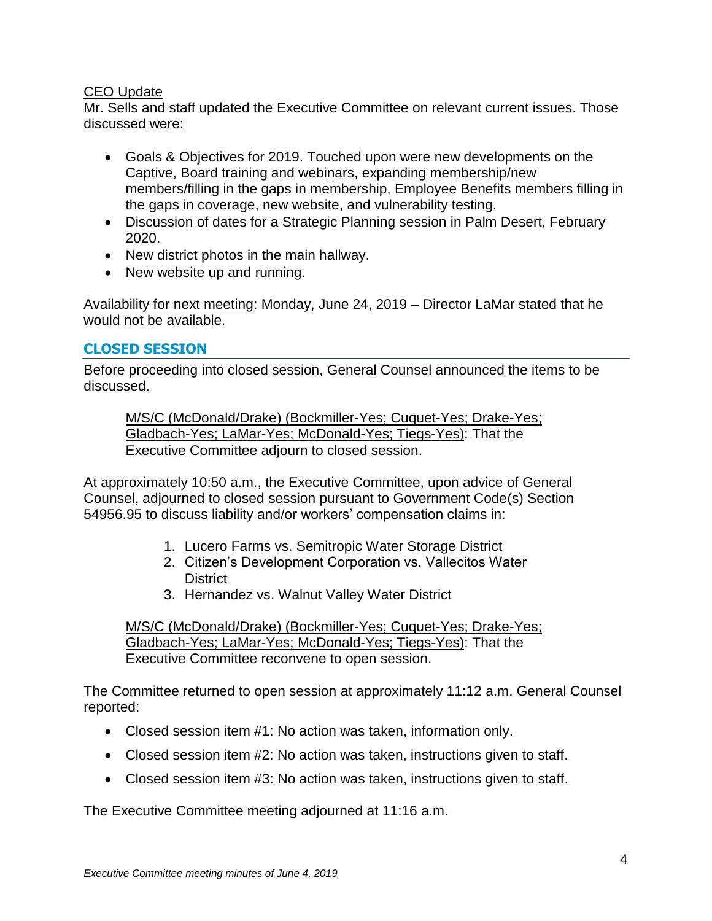CEO Update

Mr. Sells and staff updated the Executive Committee on relevant current issues. Those discussed were:

- Goals & Objectives for 2019. Touched upon were new developments on the Captive, Board training and webinars, expanding membership/new members/filling in the gaps in membership, Employee Benefits members filling in the gaps in coverage, new website, and vulnerability testing.
- Discussion of dates for a Strategic Planning session in Palm Desert, February 2020.
- New district photos in the main hallway.
- New website up and running.

Availability for next meeting: Monday, June 24, 2019 – Director LaMar stated that he would not be available.

## CLOSED SESSION

Before proceeding into closed session, General Counsel announced the items to be discussed.

> M/S/C (McDonald/Drake) (Bockmiller-Yes; Cuquet-Yes; Drake-Yes; Gladbach-Yes; LaMar-Yes; McDonald-Yes; Tiegs-Yes): That the Executive Committee adjourn to closed session.

At approximately 10:50 a.m., the Executive Committee, upon advice of General Counsel, adjourned to closed session pursuant to Government Code(s) Section 54956.95 to discuss liability and/or workers' compensation claims in:

1. Lucero Farms vs. Semitropic Water Storage District
2. Citizen's Development Corporation vs. Vallecitos Water District
3. Hernandez vs. Walnut Valley Water District

> M/S/C (McDonald/Drake) (Bockmiller-Yes; Cuquet-Yes; Drake-Yes; Gladbach-Yes; LaMar-Yes; McDonald-Yes; Tiegs-Yes): That the Executive Committee reconvene to open session.

The Committee returned to open session at approximately 11:12 a.m. General Counsel reported:

- Closed session item #1: No action was taken, information only.
- Closed session item #2: No action was taken, instructions given to staff.
- Closed session item #3: No action was taken, instructions given to staff.

The Executive Committee meeting adjourned at 11:16 a.m.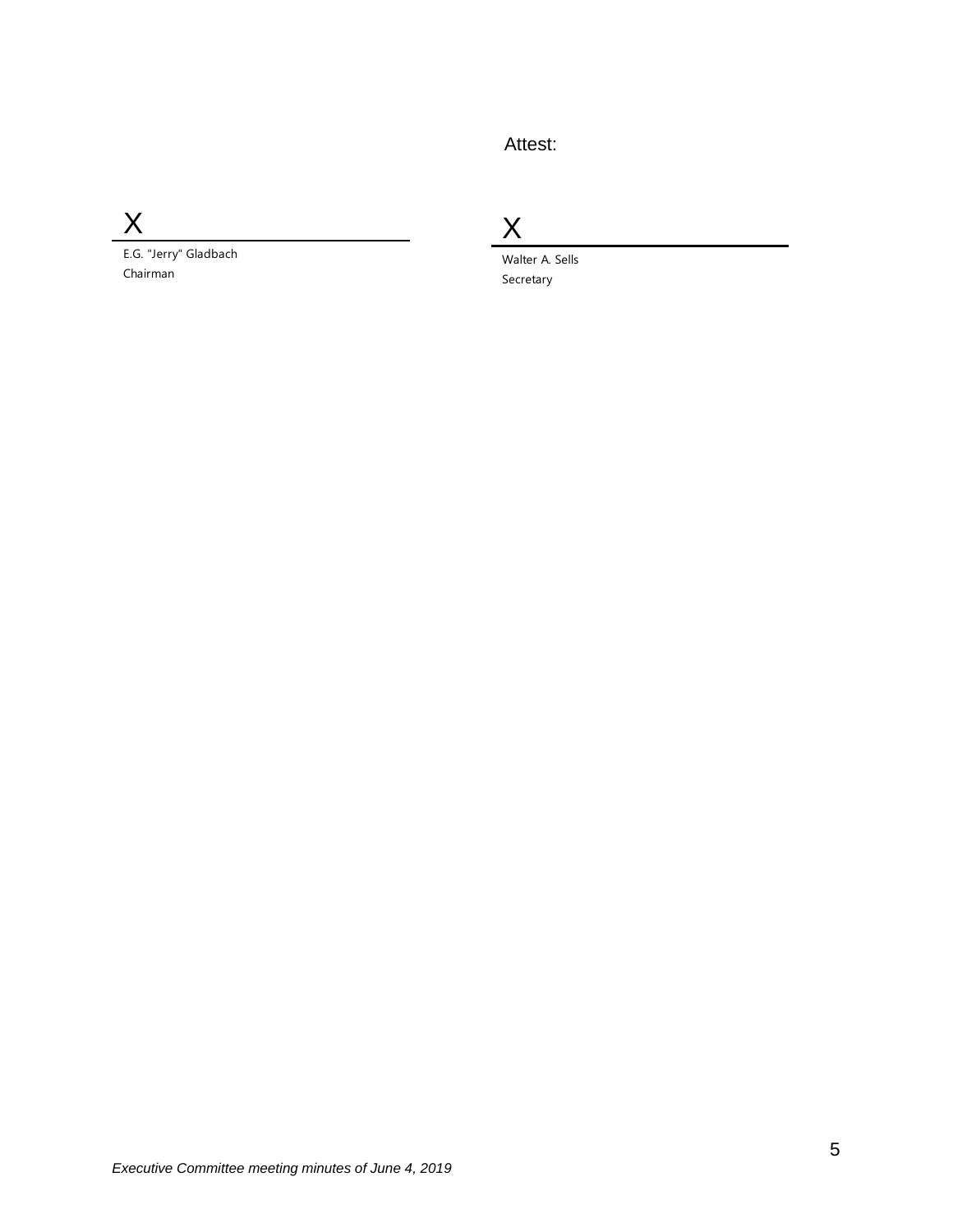Attest:

X

E.G. "Jerry" Gladbach
Chairman

X

Walter A. Sells
Secretary